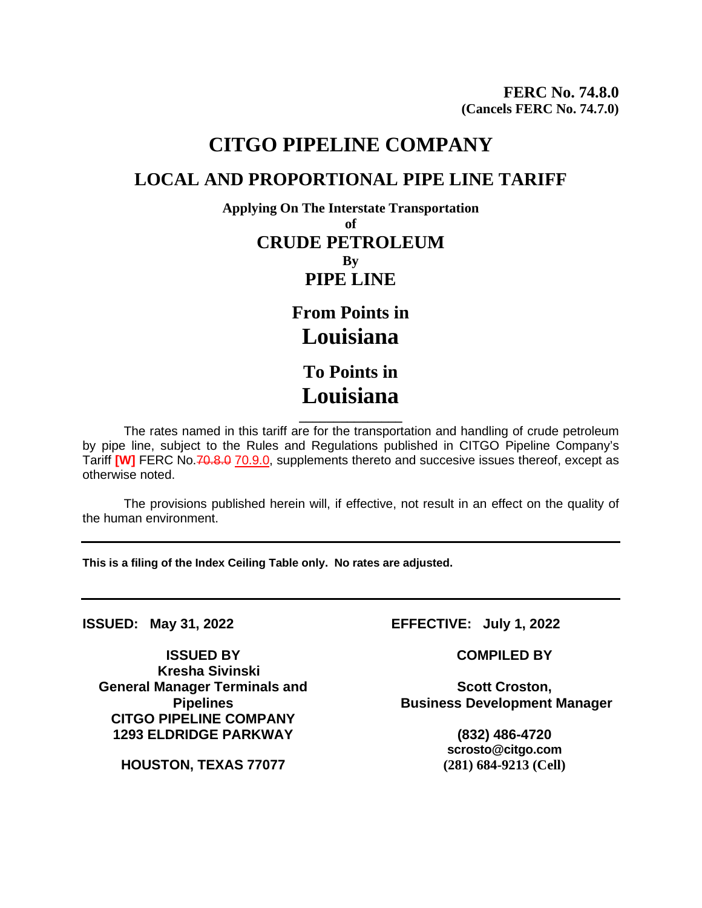**FERC No. 74.8.0**
**(Cancels FERC No. 74.7.0)**

# CITGO PIPELINE COMPANY

## LOCAL AND PROPORTIONAL PIPE LINE TARIFF

**Applying On The Interstate Transportation**
**of**
**CRUDE PETROLEUM**
**By**
**PIPE LINE**

**From Points in**
**Louisiana**

**To Points in**
**Louisiana**

---

The rates named in this tariff are for the transportation and handling of crude petroleum by pipe line, subject to the Rules and Regulations published in CITGO Pipeline Company's Tariff **[W]** FERC No.~~70.8.0~~ 70.9.0, supplements thereto and succesive issues thereof, except as otherwise noted.

The provisions published herein will, if effective, not result in an effect on the quality of the human environment.

---

**This is a filing of the Index Ceiling Table only. No rates are adjusted.**

---

**ISSUED: May 31, 2022**

**EFFECTIVE: July 1, 2022**

**ISSUED BY**
**Kresha Sivinski**
**General Manager Terminals and Pipelines**
**CITGO PIPELINE COMPANY**
**1293 ELDRIDGE PARKWAY**

**HOUSTON, TEXAS 77077**

**COMPILED BY**

**Scott Croston,**
**Business Development Manager**

**(832) 486-4720**
**scrosto@citgo.com**
**(281) 684-9213 (Cell)**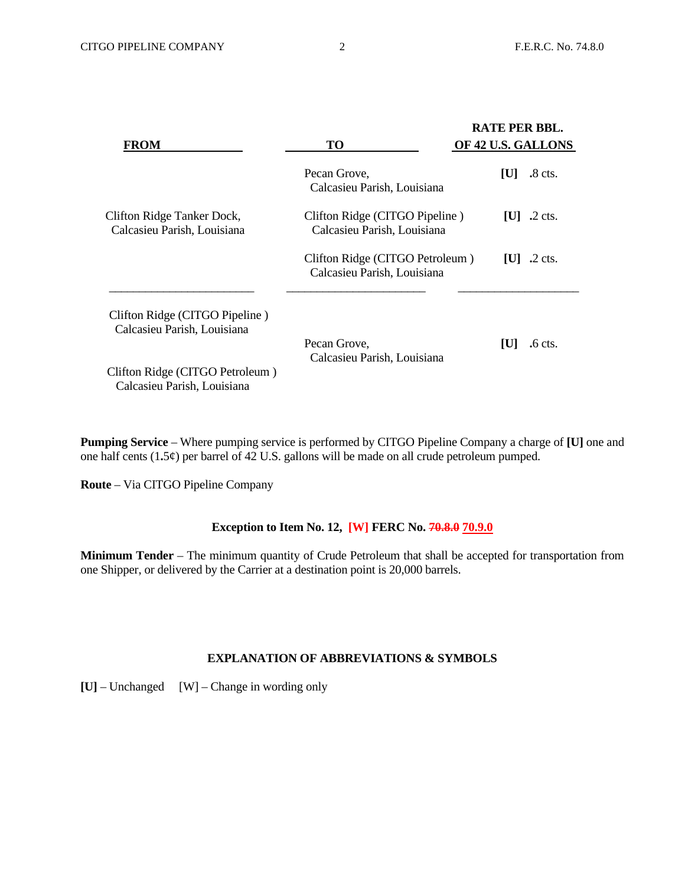| FROM | TO | RATE PER BBL. OF 42 U.S. GALLONS |
|---|---|---|
| | Pecan Grove, Calcasieu Parish, Louisiana | [U] .8 cts. |
| Clifton Ridge Tanker Dock, Calcasieu Parish, Louisiana | Clifton Ridge (CITGO Pipeline ) Calcasieu Parish, Louisiana | [U] .2 cts. |
| | Clifton Ridge (CITGO Petroleum ) Calcasieu Parish, Louisiana | [U] .2 cts. |
| Clifton Ridge (CITGO Pipeline ) Calcasieu Parish, Louisiana<br><br>Clifton Ridge (CITGO Petroleum ) Calcasieu Parish, Louisiana | Pecan Grove, Calcasieu Parish, Louisiana | [U] .6 cts. |

**Pumping Service** – Where pumping service is performed by CITGO Pipeline Company a charge of **[U]** one and one half cents (1.5¢) per barrel of 42 U.S. gallons will be made on all crude petroleum pumped.

**Route** – Via CITGO Pipeline Company

**Exception to Item No. 12, [W] FERC No. ~~70.8.0~~ 70.9.0**

**Minimum Tender** – The minimum quantity of Crude Petroleum that shall be accepted for transportation from one Shipper, or delivered by the Carrier at a destination point is 20,000 barrels.

**EXPLANATION OF ABBREVIATIONS & SYMBOLS**

**[U]** – Unchanged [W] – Change in wording only